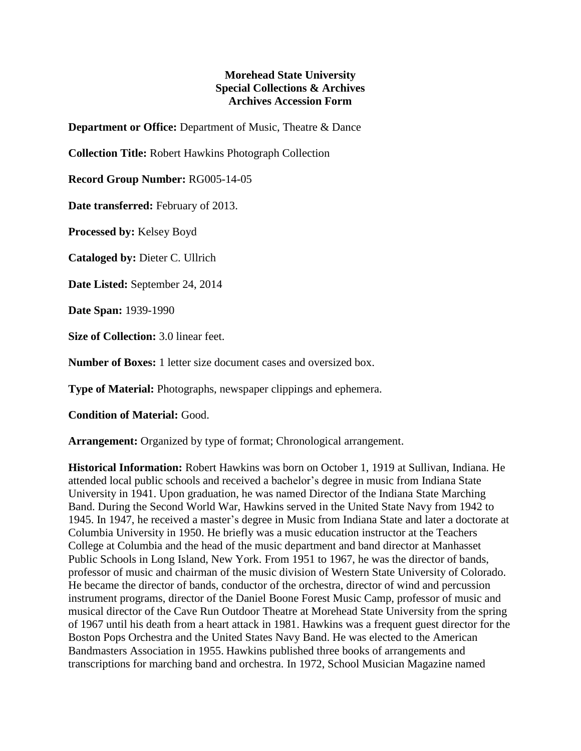**Morehead State University**
**Special Collections & Archives**
**Archives Accession Form**

**Department or Office:** Department of Music, Theatre & Dance

**Collection Title:** Robert Hawkins Photograph Collection

**Record Group Number:** RG005-14-05

**Date transferred:** February of 2013.

**Processed by:** Kelsey Boyd

**Cataloged by:** Dieter C. Ullrich

**Date Listed:** September 24, 2014

**Date Span:** 1939-1990

**Size of Collection:** 3.0 linear feet.

**Number of Boxes:** 1 letter size document cases and oversized box.

**Type of Material:** Photographs, newspaper clippings and ephemera.

**Condition of Material:** Good.

**Arrangement:** Organized by type of format; Chronological arrangement.

**Historical Information:** Robert Hawkins was born on October 1, 1919 at Sullivan, Indiana. He attended local public schools and received a bachelor's degree in music from Indiana State University in 1941. Upon graduation, he was named Director of the Indiana State Marching Band. During the Second World War, Hawkins served in the United State Navy from 1942 to 1945. In 1947, he received a master's degree in Music from Indiana State and later a doctorate at Columbia University in 1950. He briefly was a music education instructor at the Teachers College at Columbia and the head of the music department and band director at Manhasset Public Schools in Long Island, New York. From 1951 to 1967, he was the director of bands, professor of music and chairman of the music division of Western State University of Colorado. He became the director of bands, conductor of the orchestra, director of wind and percussion instrument programs, director of the Daniel Boone Forest Music Camp, professor of music and musical director of the Cave Run Outdoor Theatre at Morehead State University from the spring of 1967 until his death from a heart attack in 1981. Hawkins was a frequent guest director for the Boston Pops Orchestra and the United States Navy Band. He was elected to the American Bandmasters Association in 1955. Hawkins published three books of arrangements and transcriptions for marching band and orchestra. In 1972, School Musician Magazine named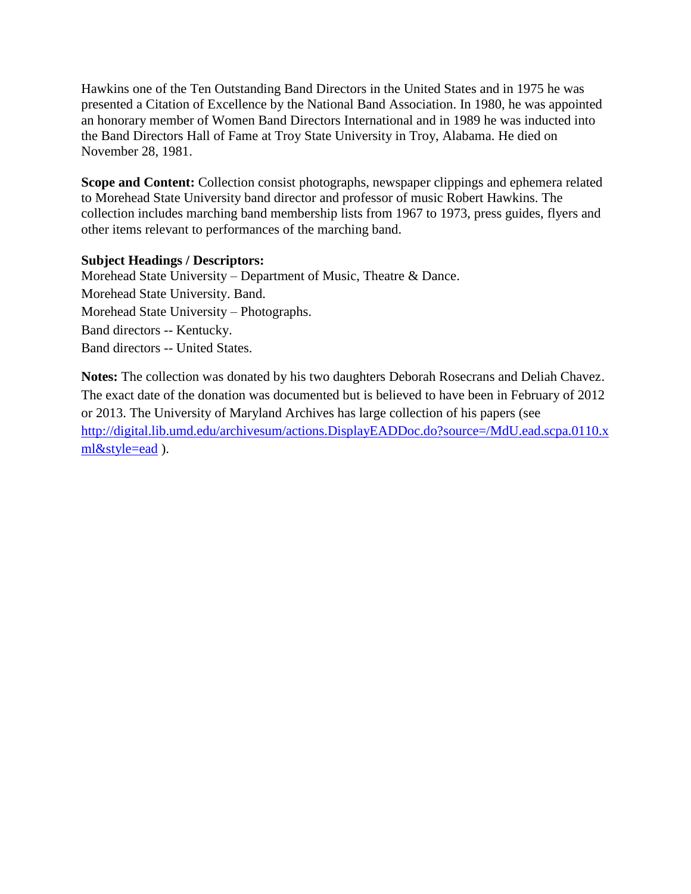Hawkins one of the Ten Outstanding Band Directors in the United States and in 1975 he was presented a Citation of Excellence by the National Band Association. In 1980, he was appointed an honorary member of Women Band Directors International and in 1989 he was inducted into the Band Directors Hall of Fame at Troy State University in Troy, Alabama. He died on November 28, 1981.

**Scope and Content:** Collection consist photographs, newspaper clippings and ephemera related to Morehead State University band director and professor of music Robert Hawkins. The collection includes marching band membership lists from 1967 to 1973, press guides, flyers and other items relevant to performances of the marching band.

**Subject Headings / Descriptors:**
Morehead State University – Department of Music, Theatre & Dance.
Morehead State University. Band.
Morehead State University – Photographs.
Band directors -- Kentucky.
Band directors -- United States.

**Notes:** The collection was donated by his two daughters Deborah Rosecrans and Deliah Chavez. The exact date of the donation was documented but is believed to have been in February of 2012 or 2013. The University of Maryland Archives has large collection of his papers (see [http://digital.lib.umd.edu/archivesum/actions.DisplayEADDoc.do?source=/MdU.ead.scpa.0110.xml&style=ead](http://digital.lib.umd.edu/archivesum/actions.DisplayEADDoc.do?source=/MdU.ead.scpa.0110.xml&style=ead) ).